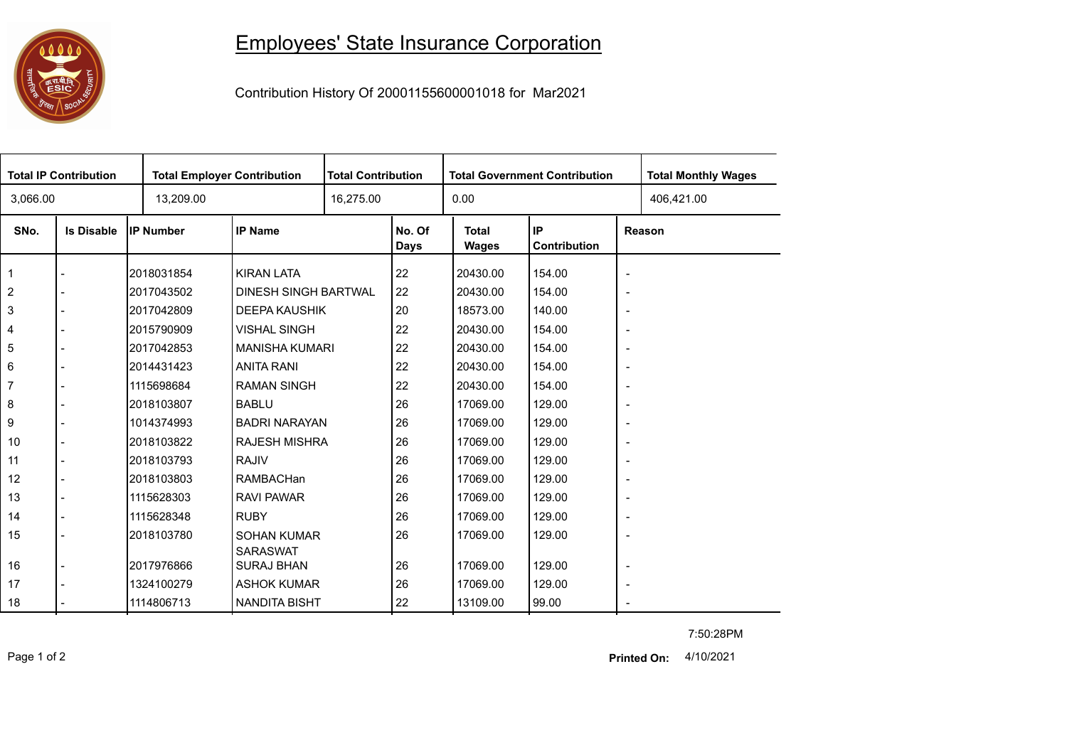# Employees' State Insurance Corporation

Contribution History Of 20001155600001018 for Mar2021

| Total IP Contribution | Total Employer Contribution | Total Contribution | Total Government Contribution | Total Monthly Wages |
|---|---|---|---|---|
| 3,066.00 | 13,209.00 | 16,275.00 | 0.00 | 406,421.00 |

| SNo. | Is Disable | IP Number | IP Name | No. Of Days | Total Wages | IP Contribution | Reason |
|---|---|---|---|---|---|---|---|
| 1 | - | 2018031854 | KIRAN LATA | 22 | 20430.00 | 154.00 | - |
| 2 | - | 2017043502 | DINESH SINGH BARTWAL | 22 | 20430.00 | 154.00 | - |
| 3 | - | 2017042809 | DEEPA KAUSHIK | 20 | 18573.00 | 140.00 | - |
| 4 | - | 2015790909 | VISHAL SINGH | 22 | 20430.00 | 154.00 | - |
| 5 | - | 2017042853 | MANISHA KUMARI | 22 | 20430.00 | 154.00 | - |
| 6 | - | 2014431423 | ANITA RANI | 22 | 20430.00 | 154.00 | - |
| 7 | - | 1115698684 | RAMAN SINGH | 22 | 20430.00 | 154.00 | - |
| 8 | - | 2018103807 | BABLU | 26 | 17069.00 | 129.00 | - |
| 9 | - | 1014374993 | BADRI NARAYAN | 26 | 17069.00 | 129.00 | - |
| 10 | - | 2018103822 | RAJESH MISHRA | 26 | 17069.00 | 129.00 | - |
| 11 | - | 2018103793 | RAJIV | 26 | 17069.00 | 129.00 | - |
| 12 | - | 2018103803 | RAMBACHan | 26 | 17069.00 | 129.00 | - |
| 13 | - | 1115628303 | RAVI PAWAR | 26 | 17069.00 | 129.00 | - |
| 14 | - | 1115628348 | RUBY | 26 | 17069.00 | 129.00 | - |
| 15 | - | 2018103780 | SOHAN KUMAR SARASWAT | 26 | 17069.00 | 129.00 | - |
| 16 | - | 2017976866 | SURAJ BHAN | 26 | 17069.00 | 129.00 | - |
| 17 | - | 1324100279 | ASHOK KUMAR | 26 | 17069.00 | 129.00 | - |
| 18 | - | 1114806713 | NANDITA BISHT | 22 | 13109.00 | 99.00 | - |

7:50:28PM

**Printed On:** 4/10/2021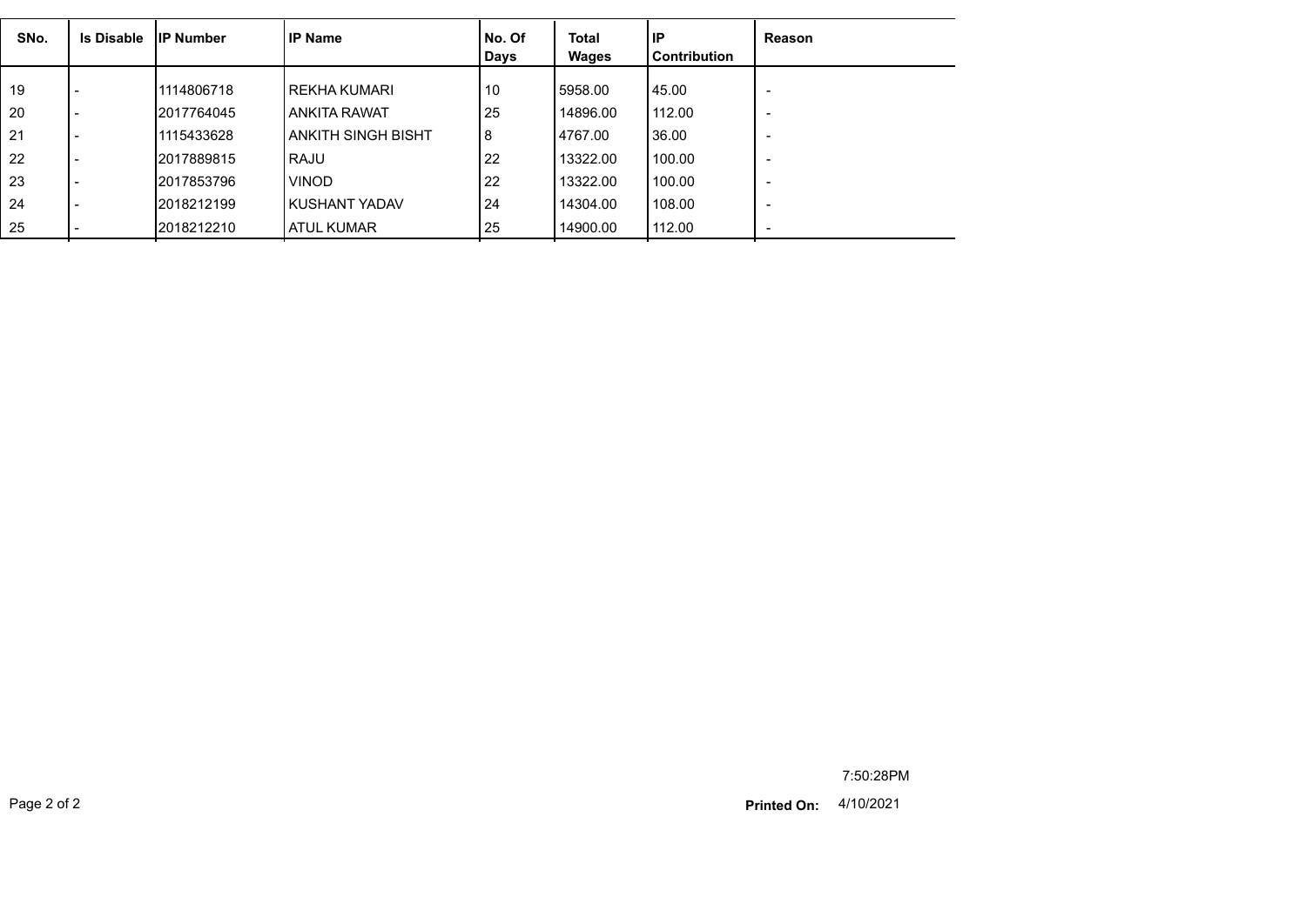| SNo. | Is Disable | IP Number | IP Name | No. Of Days | Total Wages | IP Contribution | Reason |
|---|---|---|---|---|---|---|---|
| 19 | - | 1114806718 | REKHA KUMARI | 10 | 5958.00 | 45.00 | - |
| 20 | - | 2017764045 | ANKITA RAWAT | 25 | 14896.00 | 112.00 | - |
| 21 | - | 1115433628 | ANKITH SINGH BISHT | 8 | 4767.00 | 36.00 | - |
| 22 | - | 2017889815 | RAJU | 22 | 13322.00 | 100.00 | - |
| 23 | - | 2017853796 | VINOD | 22 | 13322.00 | 100.00 | - |
| 24 | - | 2018212199 | KUSHANT YADAV | 24 | 14304.00 | 108.00 | - |
| 25 | - | 2018212210 | ATUL KUMAR | 25 | 14900.00 | 112.00 | - |

7:50:28PM

**Printed On:** 4/10/2021